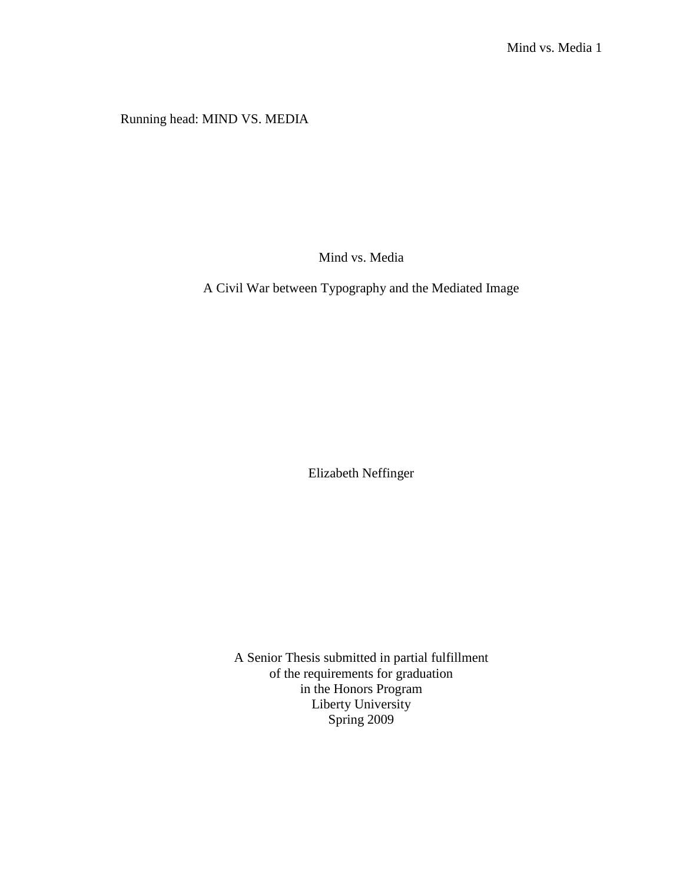Running head: MIND VS. MEDIA

# Mind vs. Media

## A Civil War between Typography and the Mediated Image

Elizabeth Neffinger

A Senior Thesis submitted in partial fulfillment
of the requirements for graduation
in the Honors Program
Liberty University
Spring 2009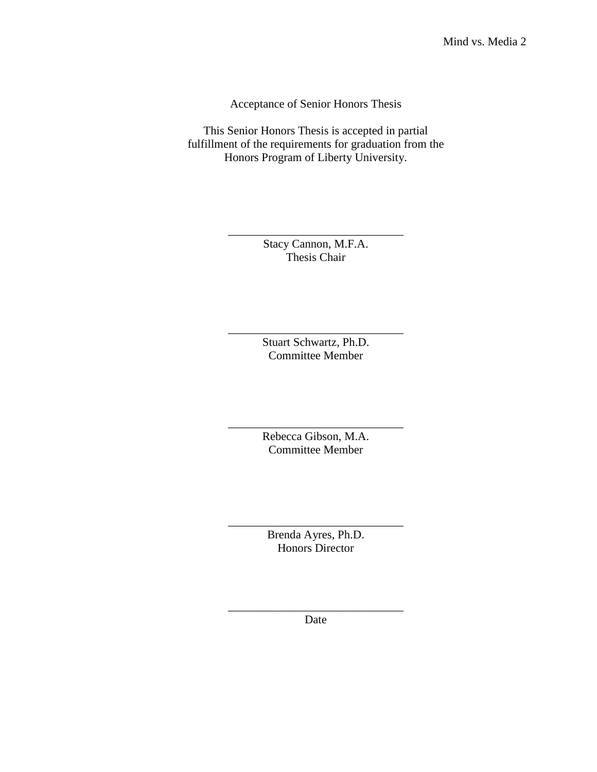Acceptance of Senior Honors Thesis

This Senior Honors Thesis is accepted in partial fulfillment of the requirements for graduation from the Honors Program of Liberty University.

______________________________
Stacy Cannon, M.F.A.
Thesis Chair

______________________________
Stuart Schwartz, Ph.D.
Committee Member

______________________________
Rebecca Gibson, M.A.
Committee Member

______________________________
Brenda Ayres, Ph.D.
Honors Director

______________________________
Date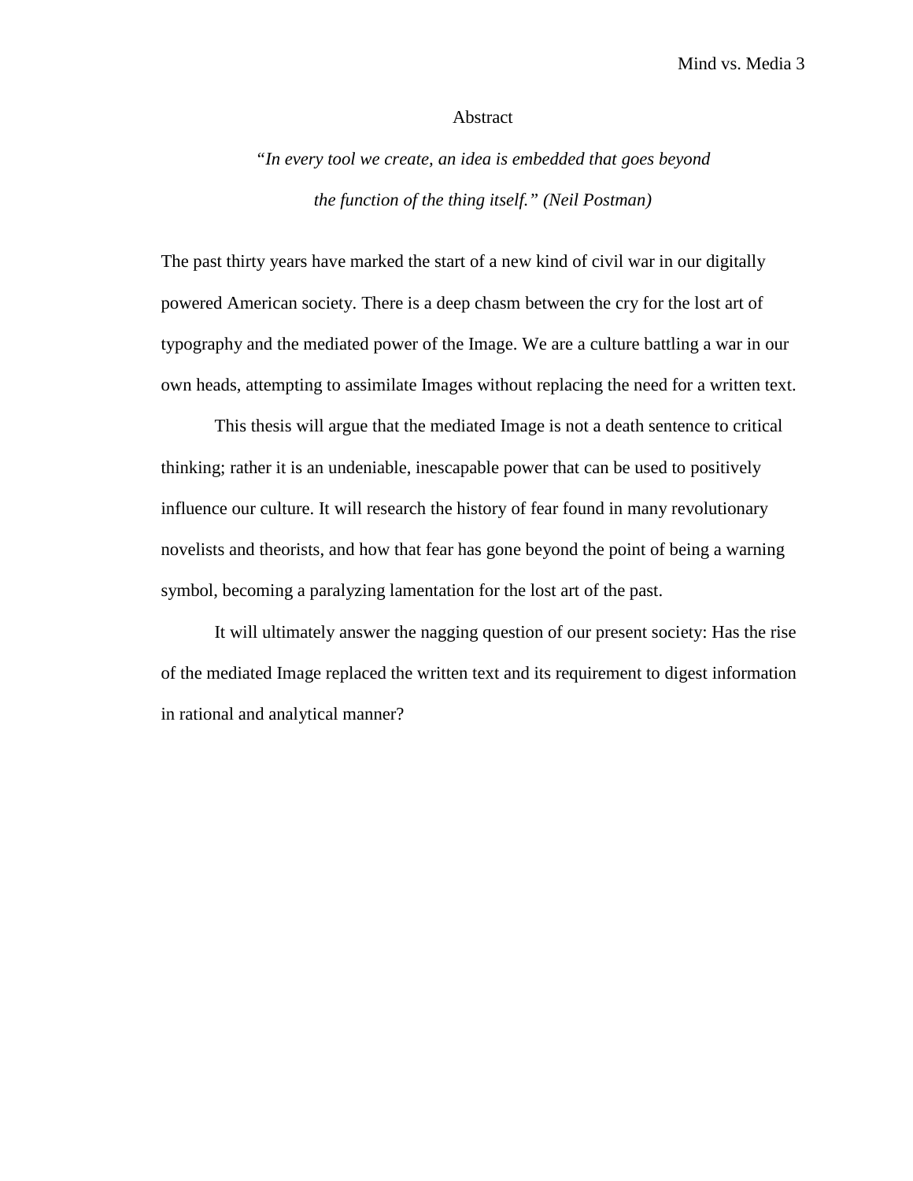# Abstract

*"In every tool we create, an idea is embedded that goes beyond the function of the thing itself." (Neil Postman)*

The past thirty years have marked the start of a new kind of civil war in our digitally powered American society. There is a deep chasm between the cry for the lost art of typography and the mediated power of the Image. We are a culture battling a war in our own heads, attempting to assimilate Images without replacing the need for a written text.

This thesis will argue that the mediated Image is not a death sentence to critical thinking; rather it is an undeniable, inescapable power that can be used to positively influence our culture. It will research the history of fear found in many revolutionary novelists and theorists, and how that fear has gone beyond the point of being a warning symbol, becoming a paralyzing lamentation for the lost art of the past.

It will ultimately answer the nagging question of our present society: Has the rise of the mediated Image replaced the written text and its requirement to digest information in rational and analytical manner?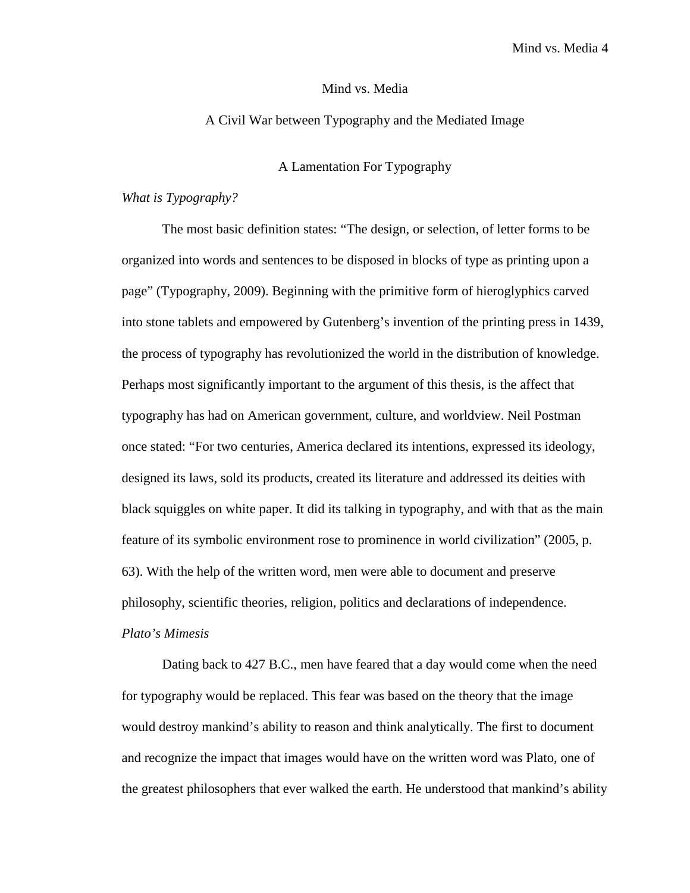# Mind vs. Media

## A Civil War between Typography and the Mediated Image

### A Lamentation For Typography

*What is Typography?*

The most basic definition states: “The design, or selection, of letter forms to be organized into words and sentences to be disposed in blocks of type as printing upon a page” (Typography, 2009). Beginning with the primitive form of hieroglyphics carved into stone tablets and empowered by Gutenberg’s invention of the printing press in 1439, the process of typography has revolutionized the world in the distribution of knowledge. Perhaps most significantly important to the argument of this thesis, is the affect that typography has had on American government, culture, and worldview. Neil Postman once stated: “For two centuries, America declared its intentions, expressed its ideology, designed its laws, sold its products, created its literature and addressed its deities with black squiggles on white paper. It did its talking in typography, and with that as the main feature of its symbolic environment rose to prominence in world civilization” (2005, p. 63). With the help of the written word, men were able to document and preserve philosophy, scientific theories, religion, politics and declarations of independence.

*Plato’s Mimesis*

Dating back to 427 B.C., men have feared that a day would come when the need for typography would be replaced. This fear was based on the theory that the image would destroy mankind’s ability to reason and think analytically. The first to document and recognize the impact that images would have on the written word was Plato, one of the greatest philosophers that ever walked the earth. He understood that mankind’s ability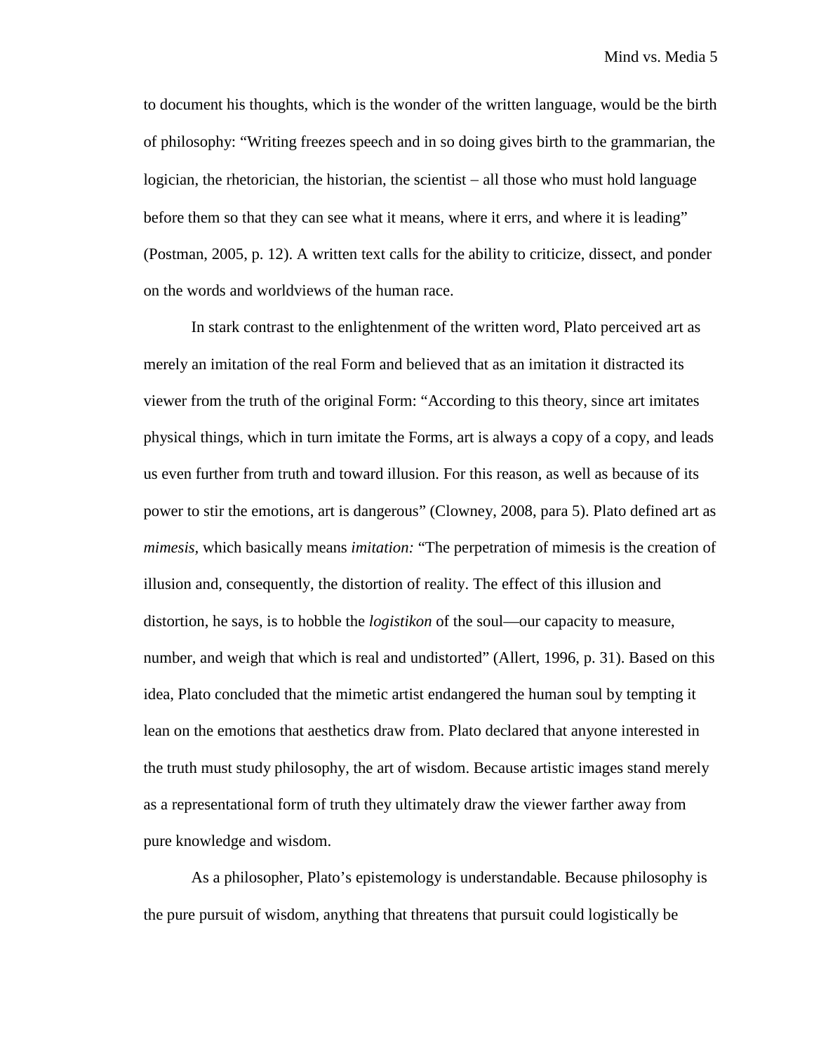to document his thoughts, which is the wonder of the written language, would be the birth of philosophy: "Writing freezes speech and in so doing gives birth to the grammarian, the logician, the rhetorician, the historian, the scientist – all those who must hold language before them so that they can see what it means, where it errs, and where it is leading" (Postman, 2005, p. 12). A written text calls for the ability to criticize, dissect, and ponder on the words and worldviews of the human race.

In stark contrast to the enlightenment of the written word, Plato perceived art as merely an imitation of the real Form and believed that as an imitation it distracted its viewer from the truth of the original Form: "According to this theory, since art imitates physical things, which in turn imitate the Forms, art is always a copy of a copy, and leads us even further from truth and toward illusion. For this reason, as well as because of its power to stir the emotions, art is dangerous" (Clowney, 2008, para 5). Plato defined art as *mimesis,* which basically means *imitation:* "The perpetration of mimesis is the creation of illusion and, consequently, the distortion of reality. The effect of this illusion and distortion, he says, is to hobble the *logistikon* of the soul—our capacity to measure, number, and weigh that which is real and undistorted" (Allert, 1996, p. 31). Based on this idea, Plato concluded that the mimetic artist endangered the human soul by tempting it lean on the emotions that aesthetics draw from. Plato declared that anyone interested in the truth must study philosophy, the art of wisdom. Because artistic images stand merely as a representational form of truth they ultimately draw the viewer farther away from pure knowledge and wisdom.

As a philosopher, Plato's epistemology is understandable. Because philosophy is the pure pursuit of wisdom, anything that threatens that pursuit could logistically be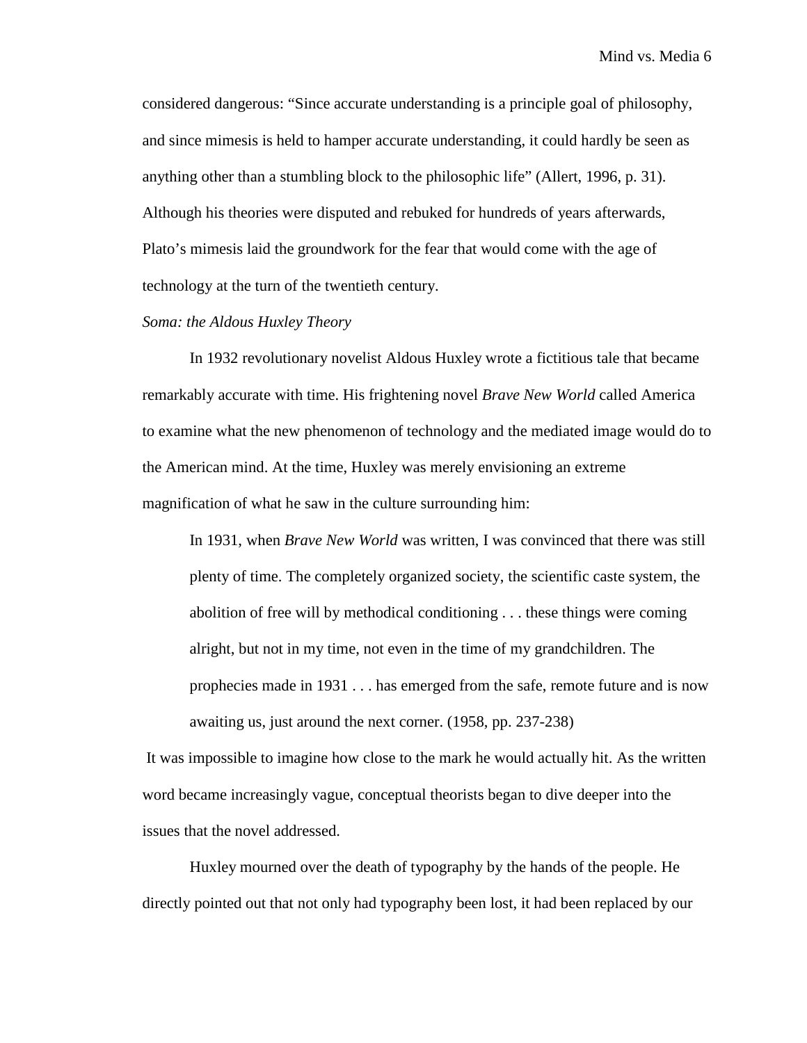considered dangerous: “Since accurate understanding is a principle goal of philosophy, and since mimesis is held to hamper accurate understanding, it could hardly be seen as anything other than a stumbling block to the philosophic life” (Allert, 1996, p. 31). Although his theories were disputed and rebuked for hundreds of years afterwards, Plato’s mimesis laid the groundwork for the fear that would come with the age of technology at the turn of the twentieth century.

*Soma: the Aldous Huxley Theory*

In 1932 revolutionary novelist Aldous Huxley wrote a fictitious tale that became remarkably accurate with time. His frightening novel *Brave New World* called America to examine what the new phenomenon of technology and the mediated image would do to the American mind. At the time, Huxley was merely envisioning an extreme magnification of what he saw in the culture surrounding him:

> In 1931, when *Brave New World* was written, I was convinced that there was still plenty of time. The completely organized society, the scientific caste system, the abolition of free will by methodical conditioning . . . these things were coming alright, but not in my time, not even in the time of my grandchildren. The prophecies made in 1931 . . . has emerged from the safe, remote future and is now awaiting us, just around the next corner. (1958, pp. 237-238)

It was impossible to imagine how close to the mark he would actually hit. As the written word became increasingly vague, conceptual theorists began to dive deeper into the issues that the novel addressed.

Huxley mourned over the death of typography by the hands of the people. He directly pointed out that not only had typography been lost, it had been replaced by our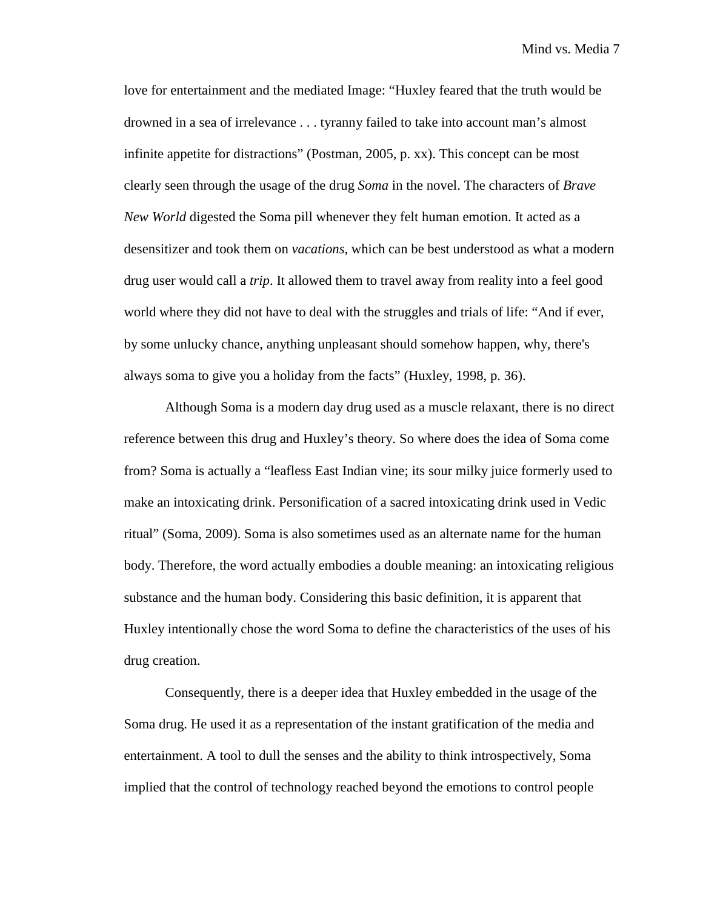love for entertainment and the mediated Image: "Huxley feared that the truth would be drowned in a sea of irrelevance . . . tyranny failed to take into account man's almost infinite appetite for distractions" (Postman, 2005, p. xx). This concept can be most clearly seen through the usage of the drug *Soma* in the novel. The characters of *Brave New World* digested the Soma pill whenever they felt human emotion. It acted as a desensitizer and took them on *vacations*, which can be best understood as what a modern drug user would call a *trip*. It allowed them to travel away from reality into a feel good world where they did not have to deal with the struggles and trials of life: "And if ever, by some unlucky chance, anything unpleasant should somehow happen, why, there's always soma to give you a holiday from the facts" (Huxley, 1998, p. 36).

Although Soma is a modern day drug used as a muscle relaxant, there is no direct reference between this drug and Huxley's theory. So where does the idea of Soma come from? Soma is actually a "leafless East Indian vine; its sour milky juice formerly used to make an intoxicating drink. Personification of a sacred intoxicating drink used in Vedic ritual" (Soma, 2009). Soma is also sometimes used as an alternate name for the human body. Therefore, the word actually embodies a double meaning: an intoxicating religious substance and the human body. Considering this basic definition, it is apparent that Huxley intentionally chose the word Soma to define the characteristics of the uses of his drug creation.

Consequently, there is a deeper idea that Huxley embedded in the usage of the Soma drug. He used it as a representation of the instant gratification of the media and entertainment. A tool to dull the senses and the ability to think introspectively, Soma implied that the control of technology reached beyond the emotions to control people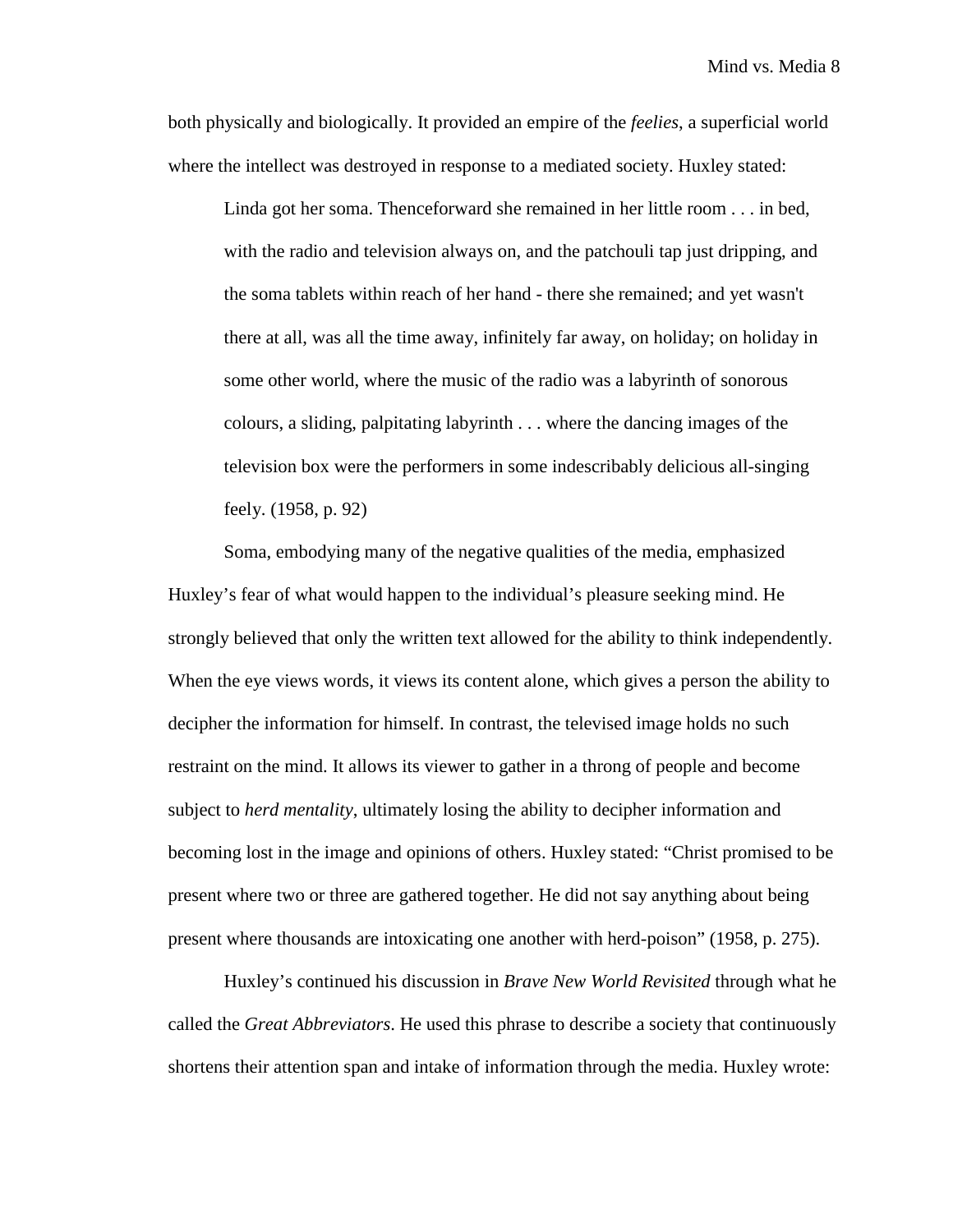both physically and biologically. It provided an empire of the *feelies*, a superficial world where the intellect was destroyed in response to a mediated society. Huxley stated:

> Linda got her soma. Thenceforward she remained in her little room . . . in bed, with the radio and television always on, and the patchouli tap just dripping, and the soma tablets within reach of her hand - there she remained; and yet wasn't there at all, was all the time away, infinitely far away, on holiday; on holiday in some other world, where the music of the radio was a labyrinth of sonorous colours, a sliding, palpitating labyrinth . . . where the dancing images of the television box were the performers in some indescribably delicious all-singing feely. (1958, p. 92)

Soma, embodying many of the negative qualities of the media, emphasized Huxley's fear of what would happen to the individual's pleasure seeking mind. He strongly believed that only the written text allowed for the ability to think independently. When the eye views words, it views its content alone, which gives a person the ability to decipher the information for himself. In contrast, the televised image holds no such restraint on the mind. It allows its viewer to gather in a throng of people and become subject to *herd mentality*, ultimately losing the ability to decipher information and becoming lost in the image and opinions of others. Huxley stated: "Christ promised to be present where two or three are gathered together. He did not say anything about being present where thousands are intoxicating one another with herd-poison" (1958, p. 275).

Huxley's continued his discussion in *Brave New World Revisited* through what he called the *Great Abbreviators*. He used this phrase to describe a society that continuously shortens their attention span and intake of information through the media. Huxley wrote: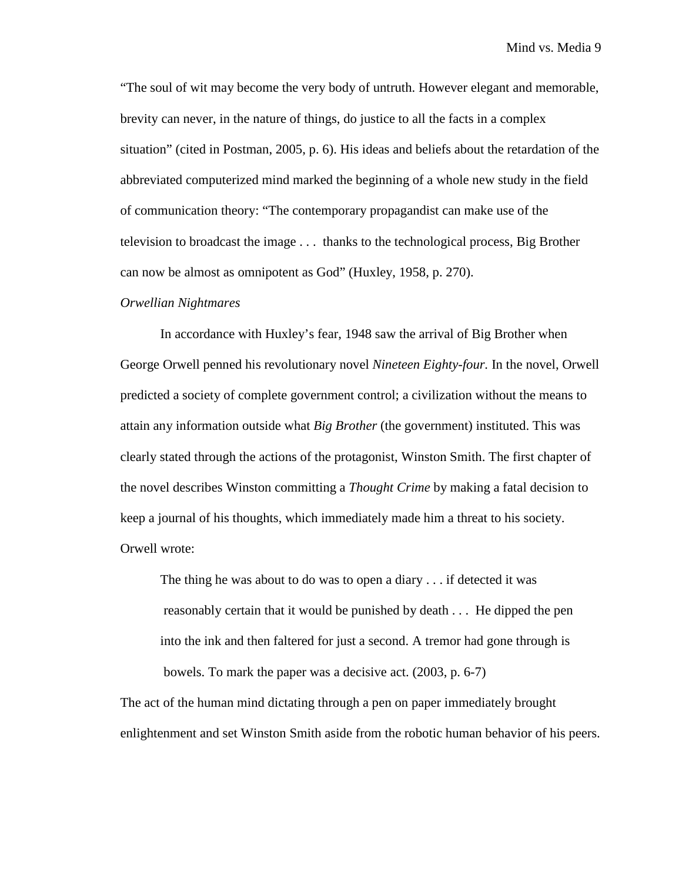"The soul of wit may become the very body of untruth. However elegant and memorable, brevity can never, in the nature of things, do justice to all the facts in a complex situation" (cited in Postman, 2005, p. 6). His ideas and beliefs about the retardation of the abbreviated computerized mind marked the beginning of a whole new study in the field of communication theory: "The contemporary propagandist can make use of the television to broadcast the image . . . thanks to the technological process, Big Brother can now be almost as omnipotent as God" (Huxley, 1958, p. 270).

*Orwellian Nightmares*

In accordance with Huxley's fear, 1948 saw the arrival of Big Brother when George Orwell penned his revolutionary novel *Nineteen Eighty-four.* In the novel, Orwell predicted a society of complete government control; a civilization without the means to attain any information outside what *Big Brother* (the government) instituted. This was clearly stated through the actions of the protagonist, Winston Smith. The first chapter of the novel describes Winston committing a *Thought Crime* by making a fatal decision to keep a journal of his thoughts, which immediately made him a threat to his society. Orwell wrote:

> The thing he was about to do was to open a diary . . . if detected it was reasonably certain that it would be punished by death . . . He dipped the pen into the ink and then faltered for just a second. A tremor had gone through is bowels. To mark the paper was a decisive act. (2003, p. 6-7)

The act of the human mind dictating through a pen on paper immediately brought enlightenment and set Winston Smith aside from the robotic human behavior of his peers.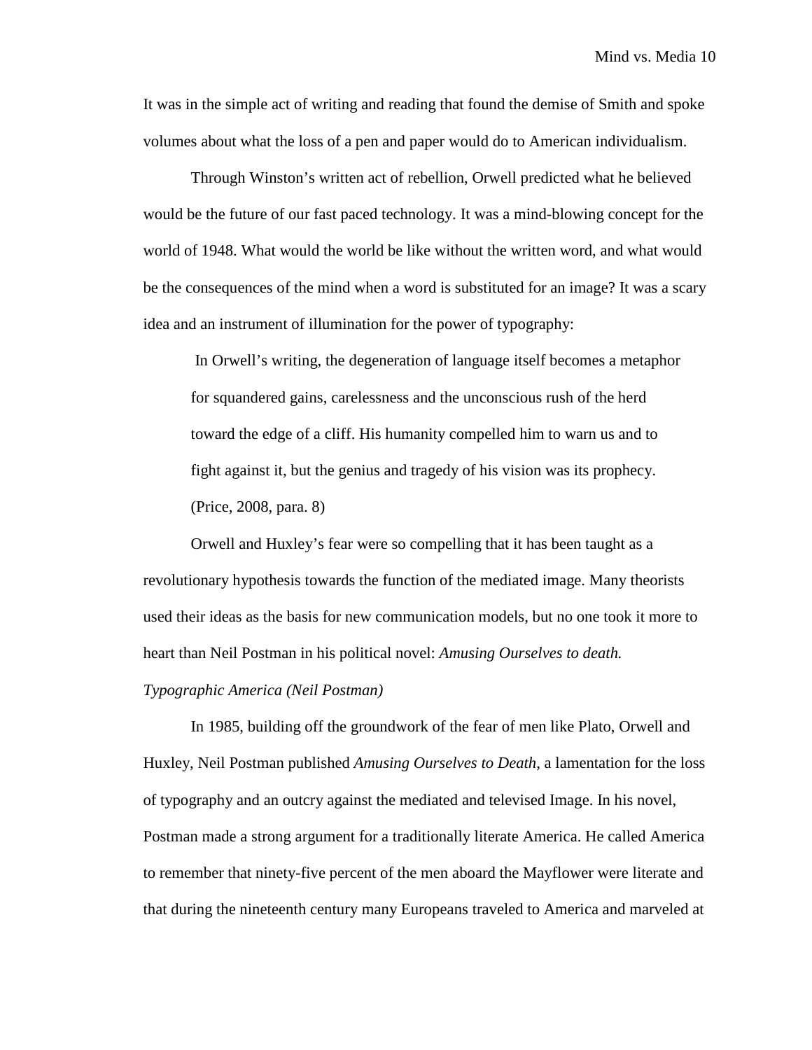It was in the simple act of writing and reading that found the demise of Smith and spoke volumes about what the loss of a pen and paper would do to American individualism.

Through Winston's written act of rebellion, Orwell predicted what he believed would be the future of our fast paced technology. It was a mind-blowing concept for the world of 1948. What would the world be like without the written word, and what would be the consequences of the mind when a word is substituted for an image? It was a scary idea and an instrument of illumination for the power of typography:

> In Orwell's writing, the degeneration of language itself becomes a metaphor for squandered gains, carelessness and the unconscious rush of the herd toward the edge of a cliff. His humanity compelled him to warn us and to fight against it, but the genius and tragedy of his vision was its prophecy. (Price, 2008, para. 8)

Orwell and Huxley's fear were so compelling that it has been taught as a revolutionary hypothesis towards the function of the mediated image. Many theorists used their ideas as the basis for new communication models, but no one took it more to heart than Neil Postman in his political novel: *Amusing Ourselves to death.*

*Typographic America (Neil Postman)*

In 1985, building off the groundwork of the fear of men like Plato, Orwell and Huxley, Neil Postman published *Amusing Ourselves to Death*, a lamentation for the loss of typography and an outcry against the mediated and televised Image. In his novel, Postman made a strong argument for a traditionally literate America. He called America to remember that ninety-five percent of the men aboard the Mayflower were literate and that during the nineteenth century many Europeans traveled to America and marveled at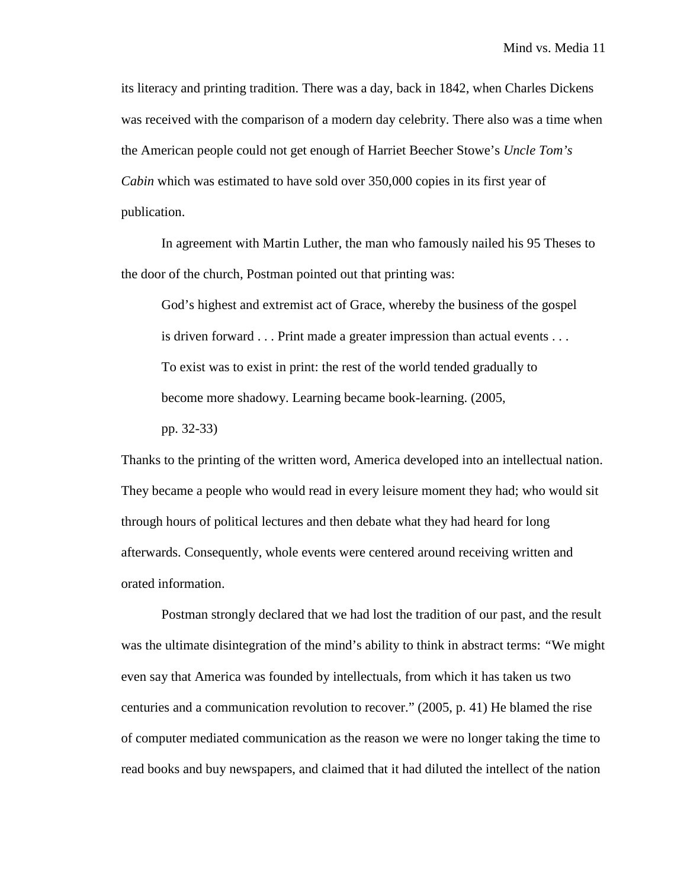its literacy and printing tradition. There was a day, back in 1842, when Charles Dickens was received with the comparison of a modern day celebrity. There also was a time when the American people could not get enough of Harriet Beecher Stowe's *Uncle Tom's Cabin* which was estimated to have sold over 350,000 copies in its first year of publication.

In agreement with Martin Luther, the man who famously nailed his 95 Theses to the door of the church, Postman pointed out that printing was:

> God's highest and extremist act of Grace, whereby the business of the gospel is driven forward . . . Print made a greater impression than actual events . . . To exist was to exist in print: the rest of the world tended gradually to become more shadowy. Learning became book-learning. (2005, pp. 32-33)

Thanks to the printing of the written word, America developed into an intellectual nation. They became a people who would read in every leisure moment they had; who would sit through hours of political lectures and then debate what they had heard for long afterwards. Consequently, whole events were centered around receiving written and orated information.

Postman strongly declared that we had lost the tradition of our past, and the result was the ultimate disintegration of the mind's ability to think in abstract terms: "We might even say that America was founded by intellectuals, from which it has taken us two centuries and a communication revolution to recover." (2005, p. 41) He blamed the rise of computer mediated communication as the reason we were no longer taking the time to read books and buy newspapers, and claimed that it had diluted the intellect of the nation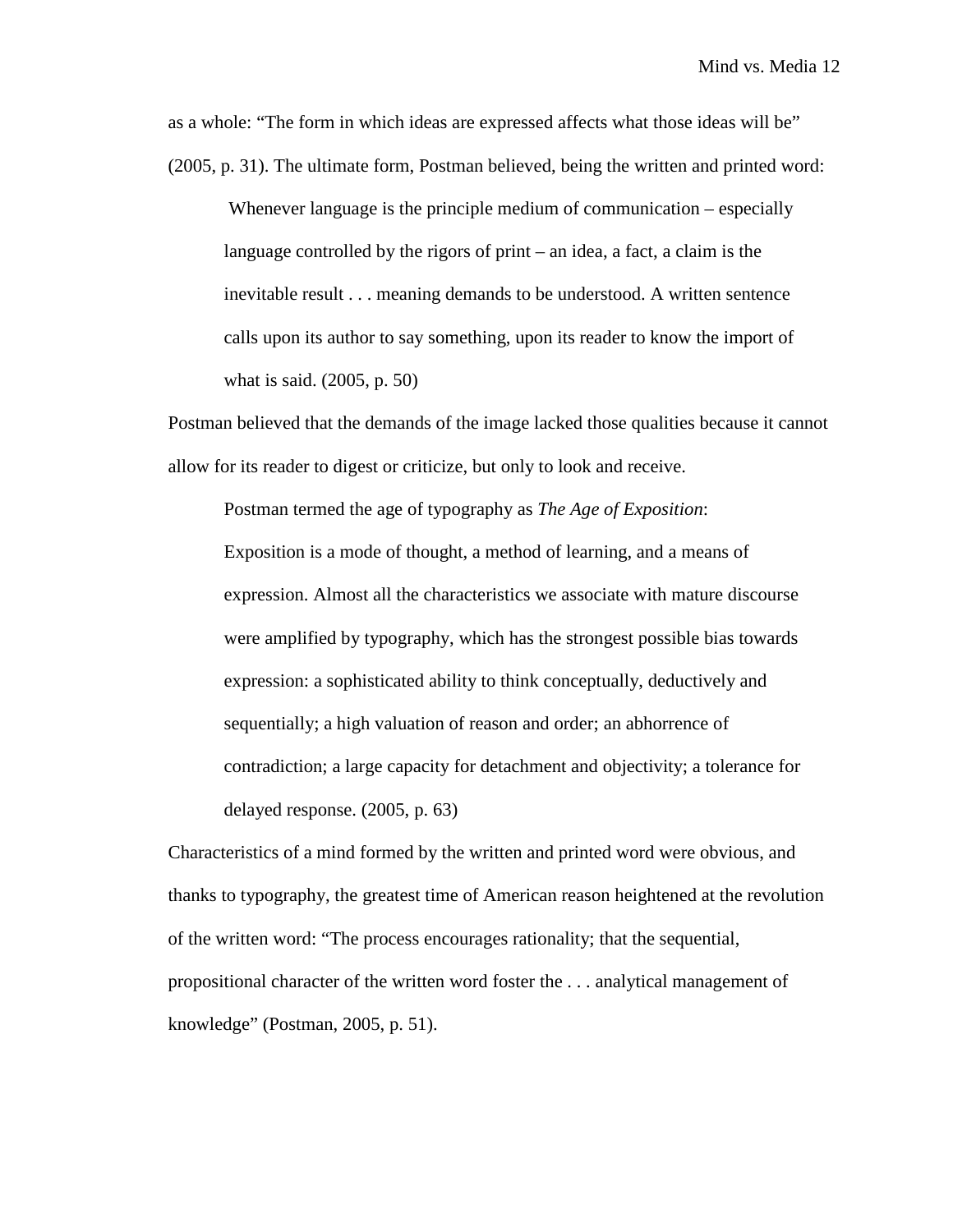as a whole: “The form in which ideas are expressed affects what those ideas will be” (2005, p. 31). The ultimate form, Postman believed, being the written and printed word:

> Whenever language is the principle medium of communication – especially language controlled by the rigors of print – an idea, a fact, a claim is the inevitable result . . . meaning demands to be understood. A written sentence calls upon its author to say something, upon its reader to know the import of what is said. (2005, p. 50)

Postman believed that the demands of the image lacked those qualities because it cannot allow for its reader to digest or criticize, but only to look and receive.

Postman termed the age of typography as *The Age of Exposition*:

> Exposition is a mode of thought, a method of learning, and a means of expression. Almost all the characteristics we associate with mature discourse were amplified by typography, which has the strongest possible bias towards expression: a sophisticated ability to think conceptually, deductively and sequentially; a high valuation of reason and order; an abhorrence of contradiction; a large capacity for detachment and objectivity; a tolerance for delayed response. (2005, p. 63)

Characteristics of a mind formed by the written and printed word were obvious, and thanks to typography, the greatest time of American reason heightened at the revolution of the written word: “The process encourages rationality; that the sequential, propositional character of the written word foster the . . . analytical management of knowledge” (Postman, 2005, p. 51).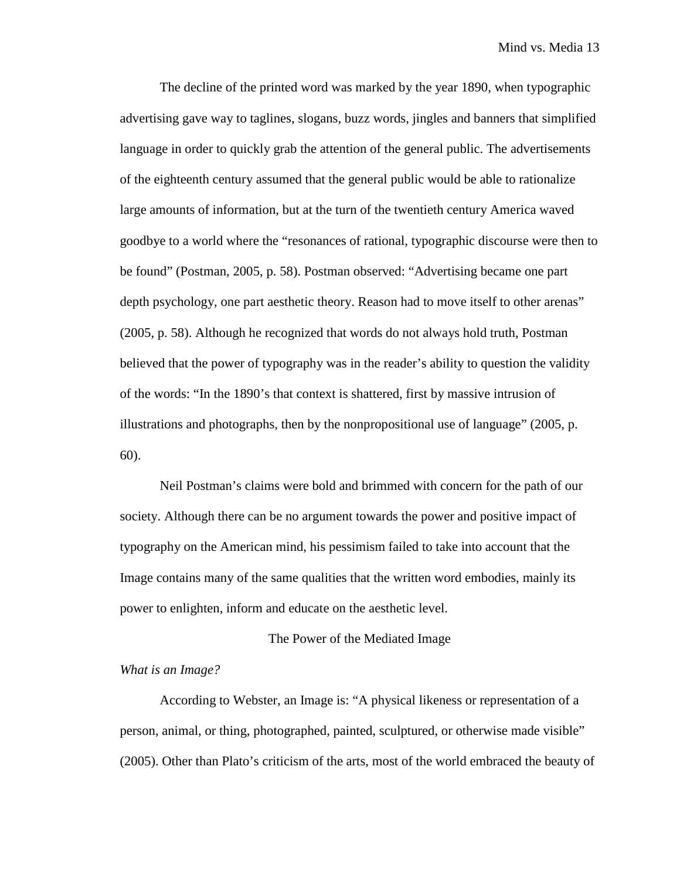The decline of the printed word was marked by the year 1890, when typographic advertising gave way to taglines, slogans, buzz words, jingles and banners that simplified language in order to quickly grab the attention of the general public. The advertisements of the eighteenth century assumed that the general public would be able to rationalize large amounts of information, but at the turn of the twentieth century America waved goodbye to a world where the "resonances of rational, typographic discourse were then to be found" (Postman, 2005, p. 58). Postman observed: "Advertising became one part depth psychology, one part aesthetic theory. Reason had to move itself to other arenas" (2005, p. 58). Although he recognized that words do not always hold truth, Postman believed that the power of typography was in the reader's ability to question the validity of the words: "In the 1890's that context is shattered, first by massive intrusion of illustrations and photographs, then by the nonpropositional use of language" (2005, p. 60).

Neil Postman's claims were bold and brimmed with concern for the path of our society. Although there can be no argument towards the power and positive impact of typography on the American mind, his pessimism failed to take into account that the Image contains many of the same qualities that the written word embodies, mainly its power to enlighten, inform and educate on the aesthetic level.

## The Power of the Mediated Image

### *What is an Image?*

According to Webster, an Image is: "A physical likeness or representation of a person, animal, or thing, photographed, painted, sculptured, or otherwise made visible" (2005). Other than Plato's criticism of the arts, most of the world embraced the beauty of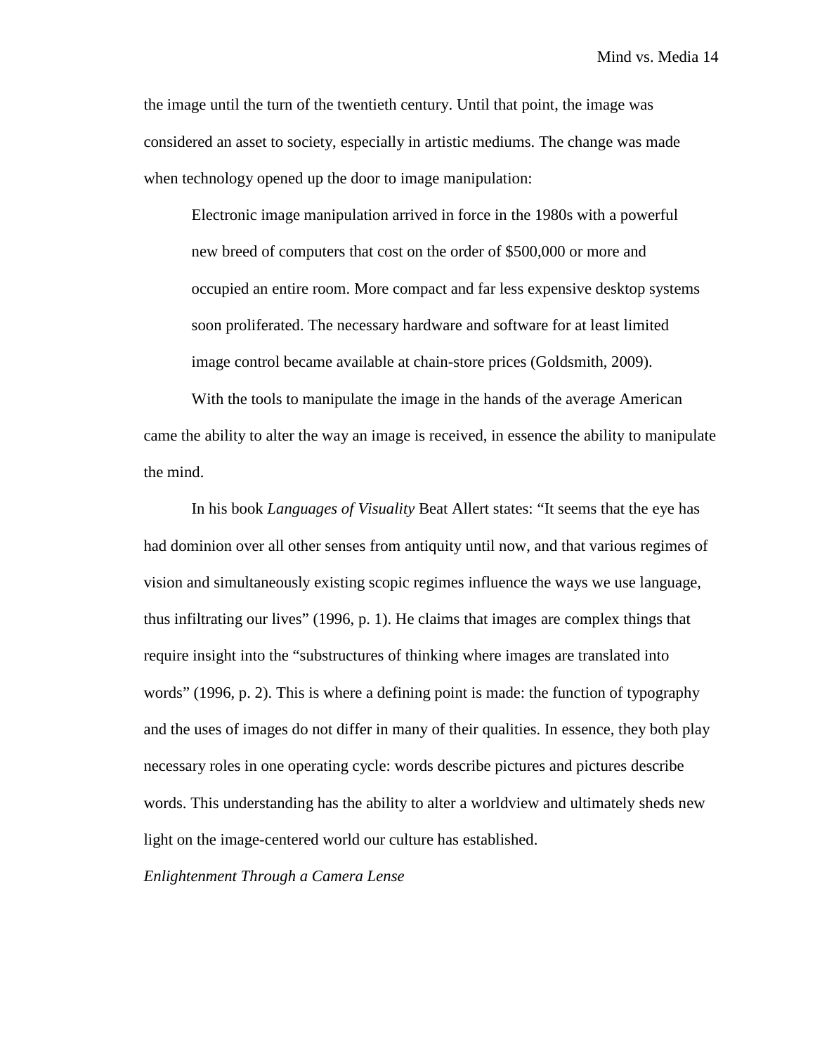the image until the turn of the twentieth century. Until that point, the image was considered an asset to society, especially in artistic mediums. The change was made when technology opened up the door to image manipulation:

> Electronic image manipulation arrived in force in the 1980s with a powerful new breed of computers that cost on the order of $500,000 or more and occupied an entire room. More compact and far less expensive desktop systems soon proliferated. The necessary hardware and software for at least limited image control became available at chain-store prices (Goldsmith, 2009).

With the tools to manipulate the image in the hands of the average American came the ability to alter the way an image is received, in essence the ability to manipulate the mind.

In his book *Languages of Visuality* Beat Allert states: "It seems that the eye has had dominion over all other senses from antiquity until now, and that various regimes of vision and simultaneously existing scopic regimes influence the ways we use language, thus infiltrating our lives" (1996, p. 1). He claims that images are complex things that require insight into the "substructures of thinking where images are translated into words" (1996, p. 2). This is where a defining point is made: the function of typography and the uses of images do not differ in many of their qualities. In essence, they both play necessary roles in one operating cycle: words describe pictures and pictures describe words. This understanding has the ability to alter a worldview and ultimately sheds new light on the image-centered world our culture has established.

*Enlightenment Through a Camera Lense*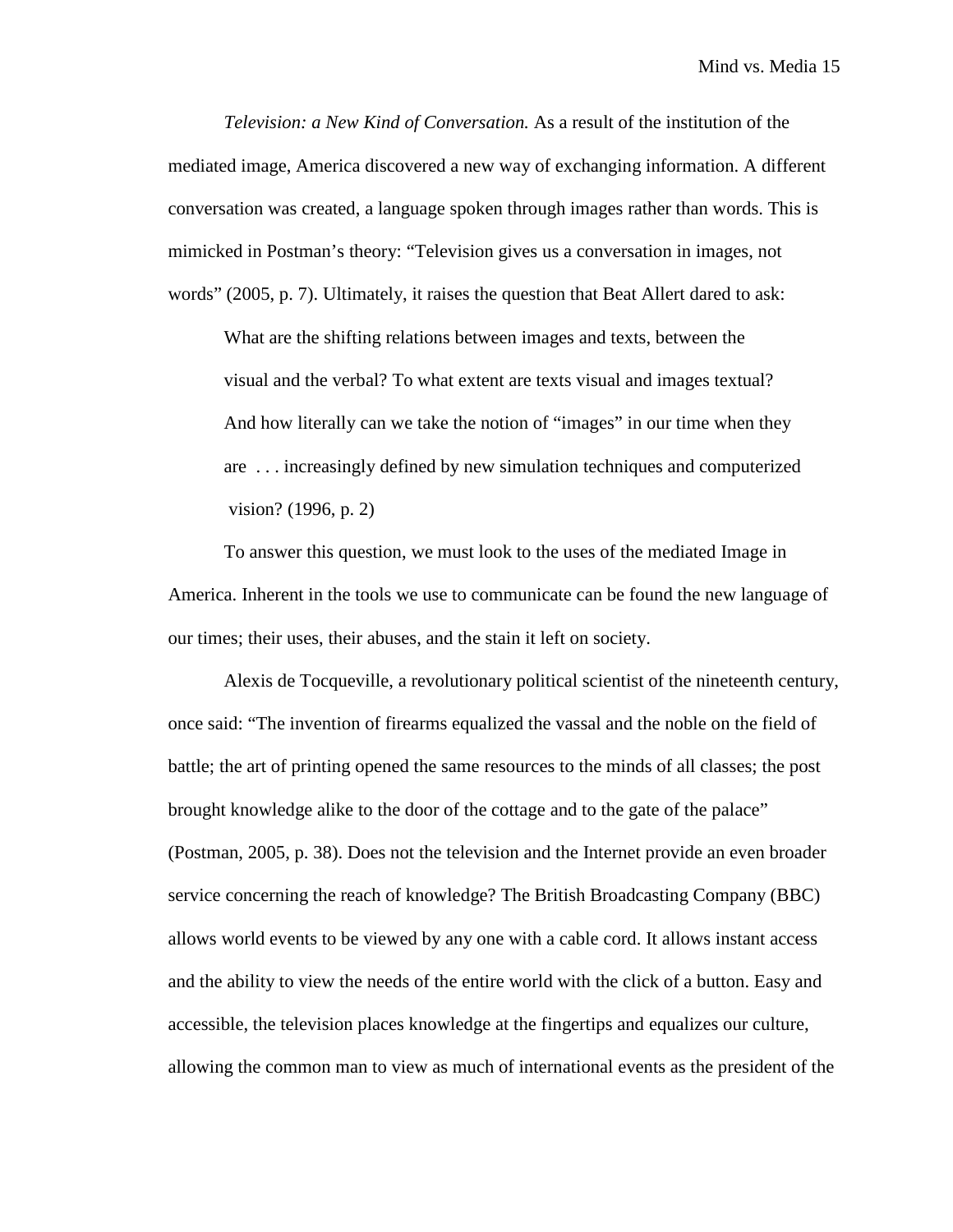*Television: a New Kind of Conversation.* As a result of the institution of the mediated image, America discovered a new way of exchanging information. A different conversation was created, a language spoken through images rather than words. This is mimicked in Postman's theory: "Television gives us a conversation in images, not words" (2005, p. 7). Ultimately, it raises the question that Beat Allert dared to ask:

> What are the shifting relations between images and texts, between the visual and the verbal? To what extent are texts visual and images textual? And how literally can we take the notion of "images" in our time when they are . . . increasingly defined by new simulation techniques and computerized vision? (1996, p. 2)

To answer this question, we must look to the uses of the mediated Image in America. Inherent in the tools we use to communicate can be found the new language of our times; their uses, their abuses, and the stain it left on society.

Alexis de Tocqueville, a revolutionary political scientist of the nineteenth century, once said: "The invention of firearms equalized the vassal and the noble on the field of battle; the art of printing opened the same resources to the minds of all classes; the post brought knowledge alike to the door of the cottage and to the gate of the palace" (Postman, 2005, p. 38). Does not the television and the Internet provide an even broader service concerning the reach of knowledge? The British Broadcasting Company (BBC) allows world events to be viewed by any one with a cable cord. It allows instant access and the ability to view the needs of the entire world with the click of a button. Easy and accessible, the television places knowledge at the fingertips and equalizes our culture, allowing the common man to view as much of international events as the president of the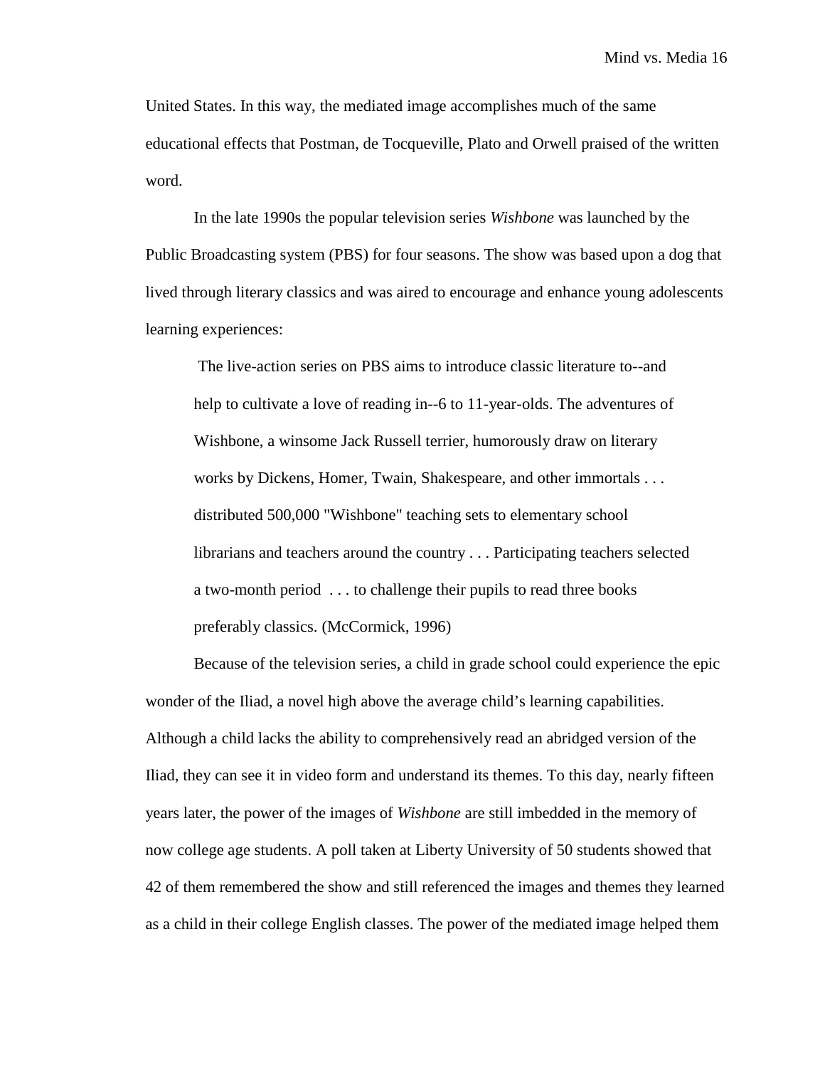United States. In this way, the mediated image accomplishes much of the same educational effects that Postman, de Tocqueville, Plato and Orwell praised of the written word.

In the late 1990s the popular television series *Wishbone* was launched by the Public Broadcasting system (PBS) for four seasons. The show was based upon a dog that lived through literary classics and was aired to encourage and enhance young adolescents learning experiences:

> The live-action series on PBS aims to introduce classic literature to--and help to cultivate a love of reading in--6 to 11-year-olds. The adventures of Wishbone, a winsome Jack Russell terrier, humorously draw on literary works by Dickens, Homer, Twain, Shakespeare, and other immortals . . . distributed 500,000 "Wishbone" teaching sets to elementary school librarians and teachers around the country . . . Participating teachers selected a two-month period . . . to challenge their pupils to read three books preferably classics. (McCormick, 1996)

Because of the television series, a child in grade school could experience the epic wonder of the Iliad, a novel high above the average child's learning capabilities. Although a child lacks the ability to comprehensively read an abridged version of the Iliad, they can see it in video form and understand its themes. To this day, nearly fifteen years later, the power of the images of *Wishbone* are still imbedded in the memory of now college age students. A poll taken at Liberty University of 50 students showed that 42 of them remembered the show and still referenced the images and themes they learned as a child in their college English classes. The power of the mediated image helped them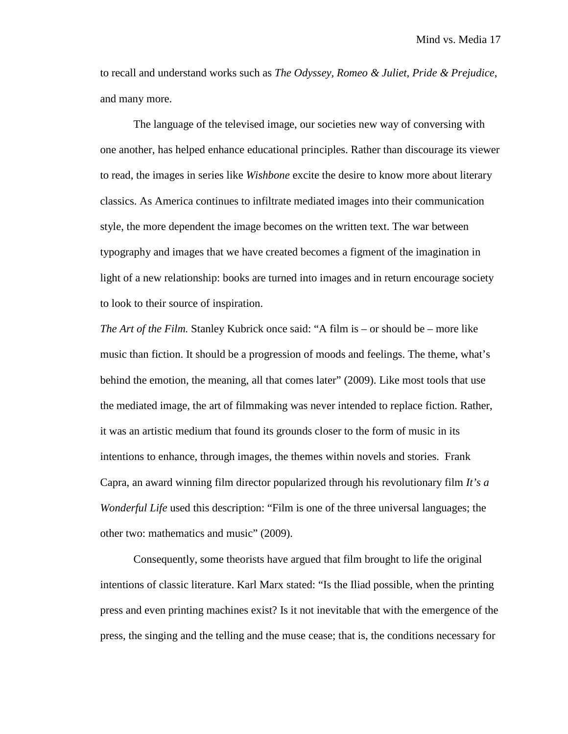to recall and understand works such as *The Odyssey, Romeo & Juliet, Pride & Prejudice*, and many more.

The language of the televised image, our societies new way of conversing with one another, has helped enhance educational principles. Rather than discourage its viewer to read, the images in series like *Wishbone* excite the desire to know more about literary classics. As America continues to infiltrate mediated images into their communication style, the more dependent the image becomes on the written text. The war between typography and images that we have created becomes a figment of the imagination in light of a new relationship: books are turned into images and in return encourage society to look to their source of inspiration.

*The Art of the Film.* Stanley Kubrick once said: "A film is – or should be – more like music than fiction. It should be a progression of moods and feelings. The theme, what's behind the emotion, the meaning, all that comes later" (2009). Like most tools that use the mediated image, the art of filmmaking was never intended to replace fiction. Rather, it was an artistic medium that found its grounds closer to the form of music in its intentions to enhance, through images, the themes within novels and stories. Frank Capra, an award winning film director popularized through his revolutionary film *It's a Wonderful Life* used this description: "Film is one of the three universal languages; the other two: mathematics and music" (2009).

Consequently, some theorists have argued that film brought to life the original intentions of classic literature. Karl Marx stated: "Is the Iliad possible, when the printing press and even printing machines exist? Is it not inevitable that with the emergence of the press, the singing and the telling and the muse cease; that is, the conditions necessary for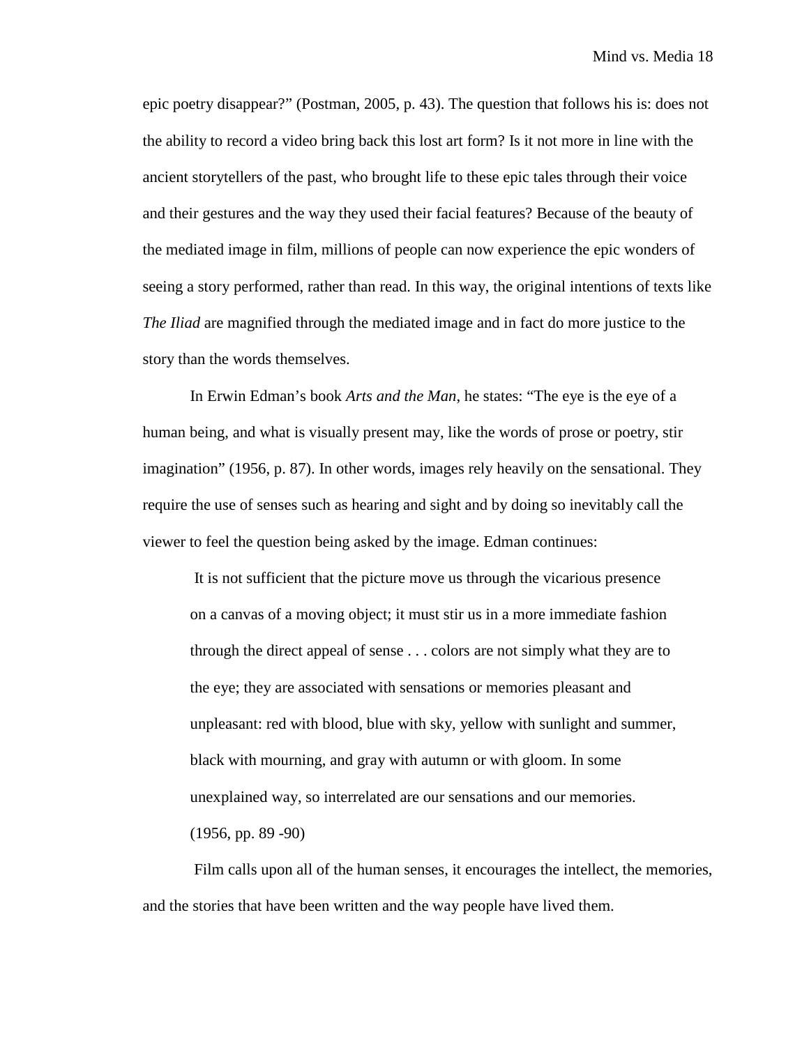epic poetry disappear?" (Postman, 2005, p. 43). The question that follows his is: does not the ability to record a video bring back this lost art form? Is it not more in line with the ancient storytellers of the past, who brought life to these epic tales through their voice and their gestures and the way they used their facial features? Because of the beauty of the mediated image in film, millions of people can now experience the epic wonders of seeing a story performed, rather than read. In this way, the original intentions of texts like *The Iliad* are magnified through the mediated image and in fact do more justice to the story than the words themselves.

In Erwin Edman's book *Arts and the Man*, he states: "The eye is the eye of a human being, and what is visually present may, like the words of prose or poetry, stir imagination" (1956, p. 87). In other words, images rely heavily on the sensational. They require the use of senses such as hearing and sight and by doing so inevitably call the viewer to feel the question being asked by the image. Edman continues:

> It is not sufficient that the picture move us through the vicarious presence on a canvas of a moving object; it must stir us in a more immediate fashion through the direct appeal of sense . . . colors are not simply what they are to the eye; they are associated with sensations or memories pleasant and unpleasant: red with blood, blue with sky, yellow with sunlight and summer, black with mourning, and gray with autumn or with gloom. In some unexplained way, so interrelated are our sensations and our memories. (1956, pp. 89 -90)

Film calls upon all of the human senses, it encourages the intellect, the memories, and the stories that have been written and the way people have lived them.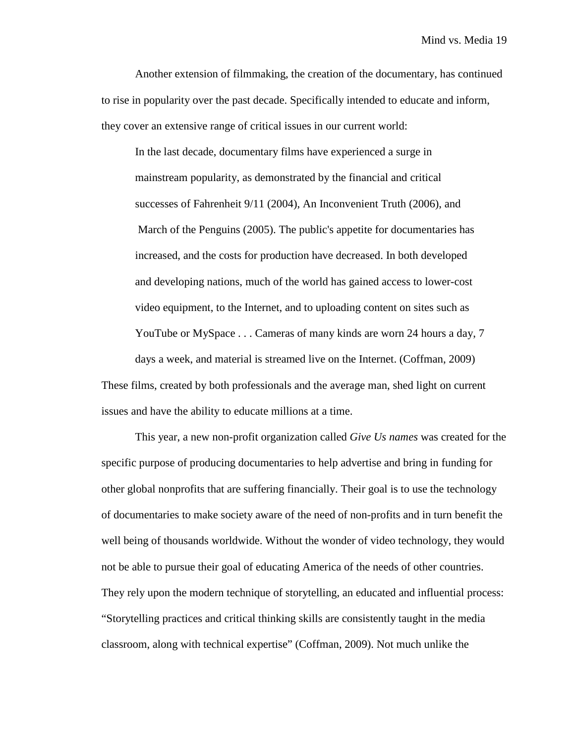Another extension of filmmaking, the creation of the documentary, has continued to rise in popularity over the past decade. Specifically intended to educate and inform, they cover an extensive range of critical issues in our current world:

> In the last decade, documentary films have experienced a surge in mainstream popularity, as demonstrated by the financial and critical successes of Fahrenheit 9/11 (2004), An Inconvenient Truth (2006), and March of the Penguins (2005). The public's appetite for documentaries has increased, and the costs for production have decreased. In both developed and developing nations, much of the world has gained access to lower-cost video equipment, to the Internet, and to uploading content on sites such as YouTube or MySpace . . . Cameras of many kinds are worn 24 hours a day, 7 days a week, and material is streamed live on the Internet. (Coffman, 2009)

These films, created by both professionals and the average man, shed light on current issues and have the ability to educate millions at a time.

This year, a new non-profit organization called *Give Us names* was created for the specific purpose of producing documentaries to help advertise and bring in funding for other global nonprofits that are suffering financially. Their goal is to use the technology of documentaries to make society aware of the need of non-profits and in turn benefit the well being of thousands worldwide. Without the wonder of video technology, they would not be able to pursue their goal of educating America of the needs of other countries. They rely upon the modern technique of storytelling, an educated and influential process: "Storytelling practices and critical thinking skills are consistently taught in the media classroom, along with technical expertise" (Coffman, 2009). Not much unlike the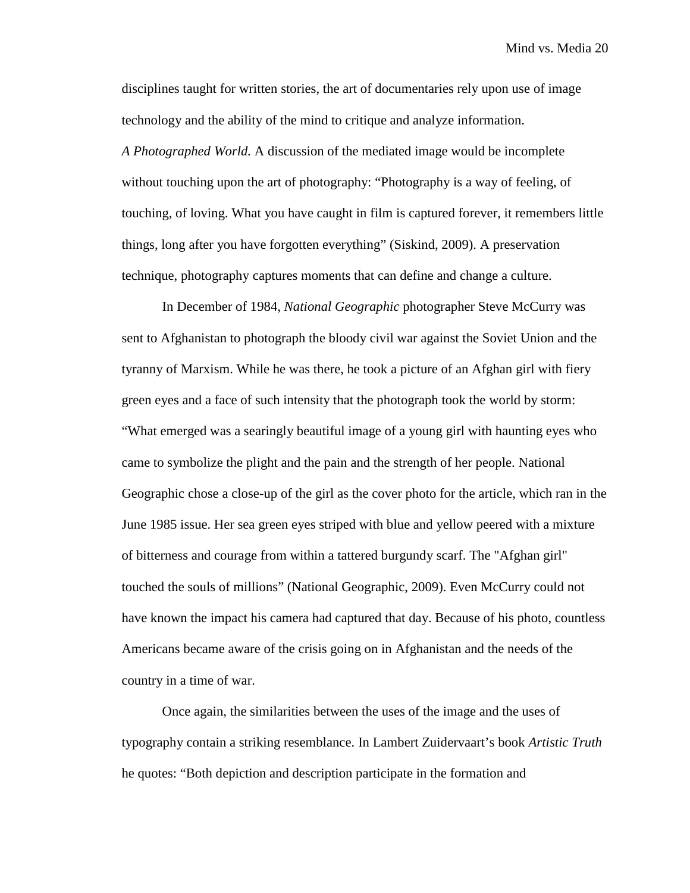disciplines taught for written stories, the art of documentaries rely upon use of image technology and the ability of the mind to critique and analyze information.

*A Photographed World.* A discussion of the mediated image would be incomplete without touching upon the art of photography: "Photography is a way of feeling, of touching, of loving. What you have caught in film is captured forever, it remembers little things, long after you have forgotten everything" (Siskind, 2009). A preservation technique, photography captures moments that can define and change a culture.

In December of 1984, *National Geographic* photographer Steve McCurry was sent to Afghanistan to photograph the bloody civil war against the Soviet Union and the tyranny of Marxism. While he was there, he took a picture of an Afghan girl with fiery green eyes and a face of such intensity that the photograph took the world by storm: "What emerged was a searingly beautiful image of a young girl with haunting eyes who came to symbolize the plight and the pain and the strength of her people. National Geographic chose a close-up of the girl as the cover photo for the article, which ran in the June 1985 issue. Her sea green eyes striped with blue and yellow peered with a mixture of bitterness and courage from within a tattered burgundy scarf. The "Afghan girl" touched the souls of millions" (National Geographic, 2009). Even McCurry could not have known the impact his camera had captured that day. Because of his photo, countless Americans became aware of the crisis going on in Afghanistan and the needs of the country in a time of war.

Once again, the similarities between the uses of the image and the uses of typography contain a striking resemblance. In Lambert Zuidervaart's book *Artistic Truth* he quotes: "Both depiction and description participate in the formation and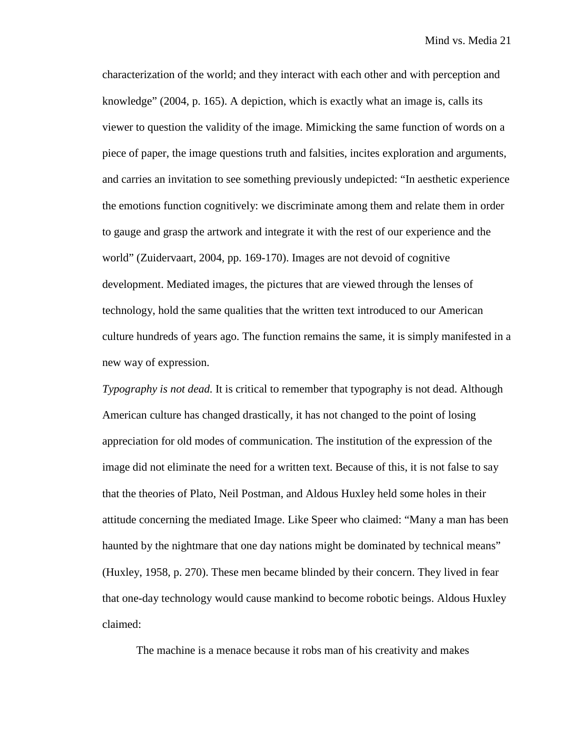characterization of the world; and they interact with each other and with perception and knowledge" (2004, p. 165). A depiction, which is exactly what an image is, calls its viewer to question the validity of the image. Mimicking the same function of words on a piece of paper, the image questions truth and falsities, incites exploration and arguments, and carries an invitation to see something previously undepicted: "In aesthetic experience the emotions function cognitively: we discriminate among them and relate them in order to gauge and grasp the artwork and integrate it with the rest of our experience and the world" (Zuidervaart, 2004, pp. 169-170). Images are not devoid of cognitive development. Mediated images, the pictures that are viewed through the lenses of technology, hold the same qualities that the written text introduced to our American culture hundreds of years ago. The function remains the same, it is simply manifested in a new way of expression.

*Typography is not dead.* It is critical to remember that typography is not dead. Although American culture has changed drastically, it has not changed to the point of losing appreciation for old modes of communication. The institution of the expression of the image did not eliminate the need for a written text. Because of this, it is not false to say that the theories of Plato, Neil Postman, and Aldous Huxley held some holes in their attitude concerning the mediated Image. Like Speer who claimed: "Many a man has been haunted by the nightmare that one day nations might be dominated by technical means" (Huxley, 1958, p. 270). These men became blinded by their concern. They lived in fear that one-day technology would cause mankind to become robotic beings. Aldous Huxley claimed:

> The machine is a menace because it robs man of his creativity and makes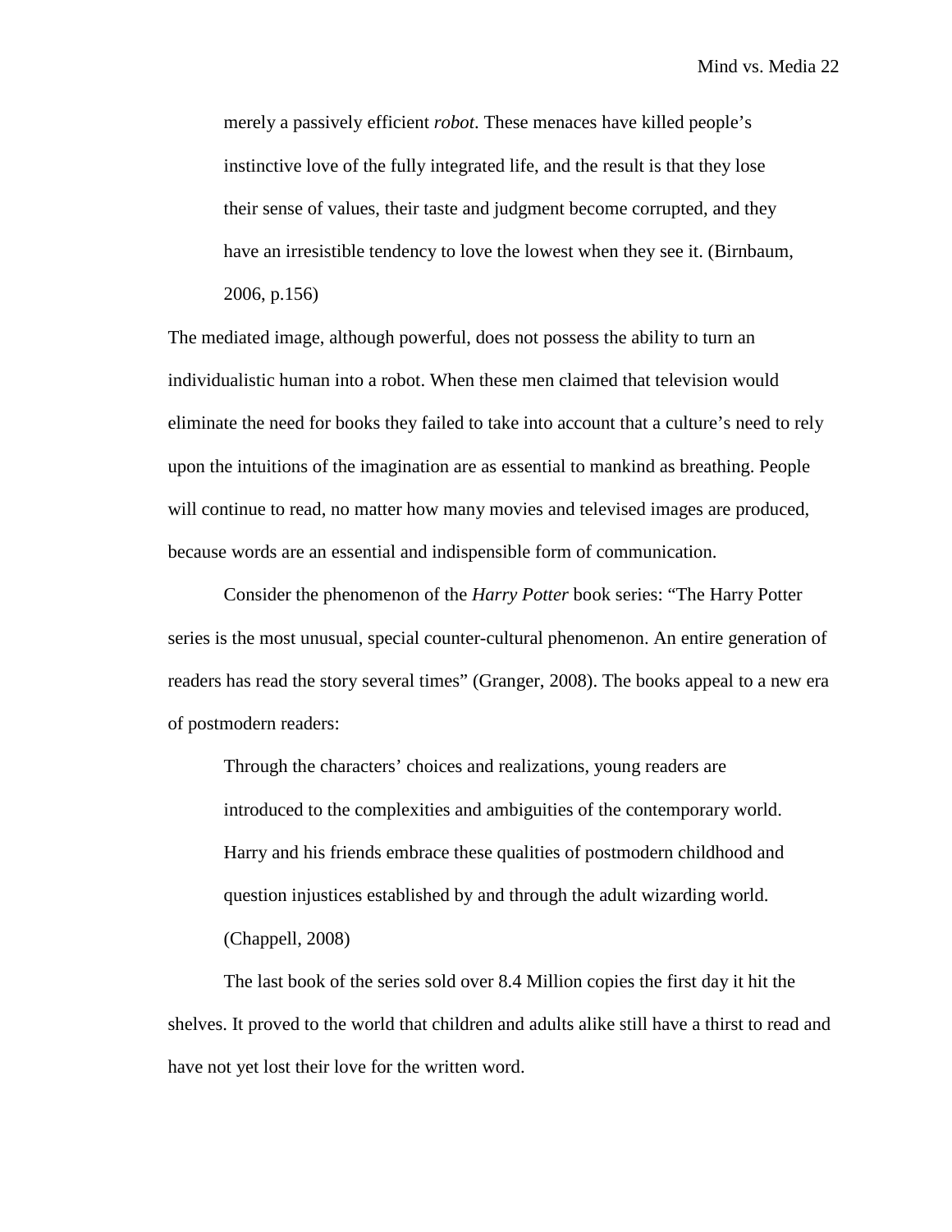> merely a passively efficient *robot*. These menaces have killed people's instinctive love of the fully integrated life, and the result is that they lose their sense of values, their taste and judgment become corrupted, and they have an irresistible tendency to love the lowest when they see it. (Birnbaum, 2006, p.156)

The mediated image, although powerful, does not possess the ability to turn an individualistic human into a robot. When these men claimed that television would eliminate the need for books they failed to take into account that a culture's need to rely upon the intuitions of the imagination are as essential to mankind as breathing. People will continue to read, no matter how many movies and televised images are produced, because words are an essential and indispensible form of communication.

Consider the phenomenon of the *Harry Potter* book series: "The Harry Potter series is the most unusual, special counter-cultural phenomenon. An entire generation of readers has read the story several times" (Granger, 2008). The books appeal to a new era of postmodern readers:

> Through the characters' choices and realizations, young readers are introduced to the complexities and ambiguities of the contemporary world. Harry and his friends embrace these qualities of postmodern childhood and question injustices established by and through the adult wizarding world. (Chappell, 2008)

The last book of the series sold over 8.4 Million copies the first day it hit the shelves. It proved to the world that children and adults alike still have a thirst to read and have not yet lost their love for the written word.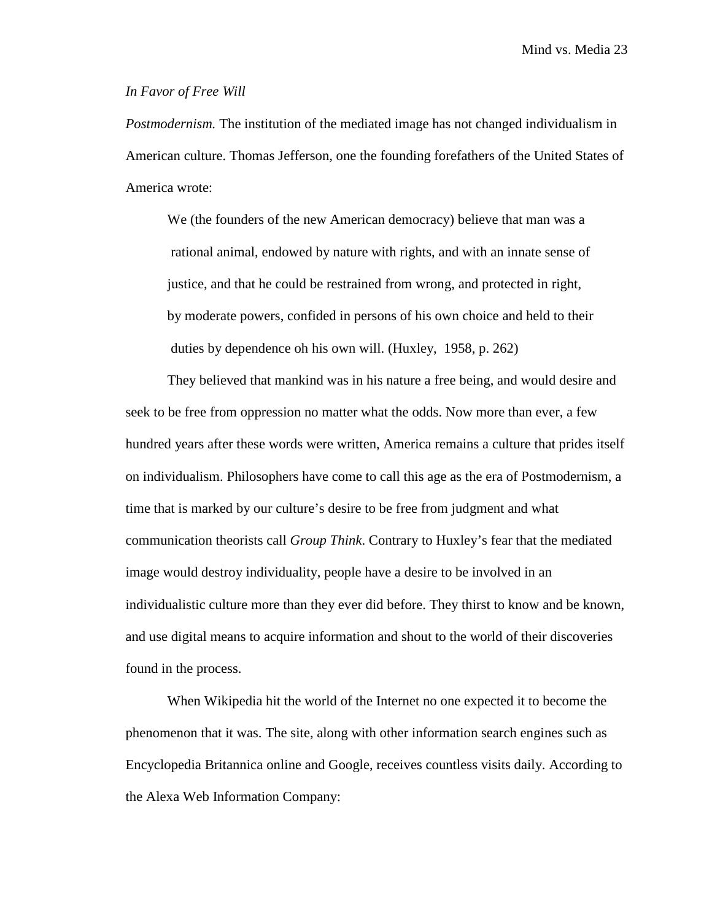*In Favor of Free Will*

*Postmodernism.* The institution of the mediated image has not changed individualism in American culture. Thomas Jefferson, one the founding forefathers of the United States of America wrote:

> We (the founders of the new American democracy) believe that man was a rational animal, endowed by nature with rights, and with an innate sense of justice, and that he could be restrained from wrong, and protected in right, by moderate powers, confided in persons of his own choice and held to their duties by dependence oh his own will. (Huxley, 1958, p. 262)

They believed that mankind was in his nature a free being, and would desire and seek to be free from oppression no matter what the odds. Now more than ever, a few hundred years after these words were written, America remains a culture that prides itself on individualism. Philosophers have come to call this age as the era of Postmodernism, a time that is marked by our culture's desire to be free from judgment and what communication theorists call *Group Think*. Contrary to Huxley's fear that the mediated image would destroy individuality, people have a desire to be involved in an individualistic culture more than they ever did before. They thirst to know and be known, and use digital means to acquire information and shout to the world of their discoveries found in the process.

When Wikipedia hit the world of the Internet no one expected it to become the phenomenon that it was. The site, along with other information search engines such as Encyclopedia Britannica online and Google, receives countless visits daily. According to the Alexa Web Information Company: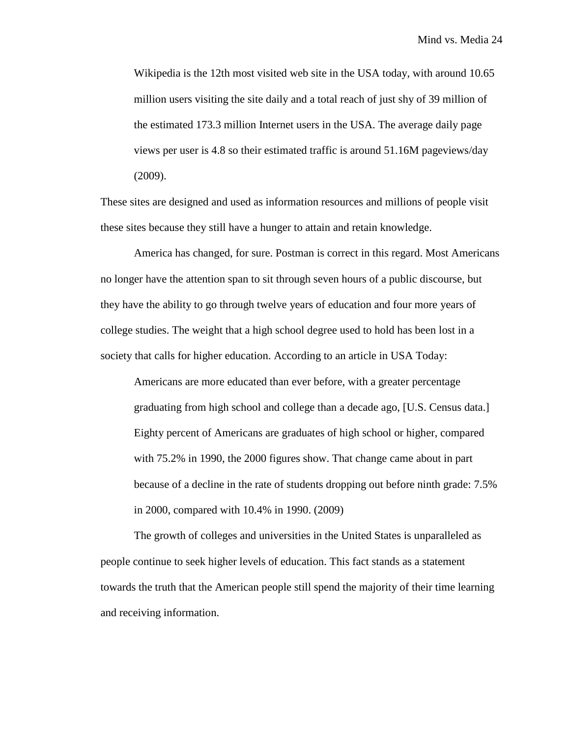> Wikipedia is the 12th most visited web site in the USA today, with around 10.65 million users visiting the site daily and a total reach of just shy of 39 million of the estimated 173.3 million Internet users in the USA. The average daily page views per user is 4.8 so their estimated traffic is around 51.16M pageviews/day (2009).

These sites are designed and used as information resources and millions of people visit these sites because they still have a hunger to attain and retain knowledge.

America has changed, for sure. Postman is correct in this regard. Most Americans no longer have the attention span to sit through seven hours of a public discourse, but they have the ability to go through twelve years of education and four more years of college studies. The weight that a high school degree used to hold has been lost in a society that calls for higher education. According to an article in USA Today:

> Americans are more educated than ever before, with a greater percentage graduating from high school and college than a decade ago, [U.S. Census data.] Eighty percent of Americans are graduates of high school or higher, compared with 75.2% in 1990, the 2000 figures show. That change came about in part because of a decline in the rate of students dropping out before ninth grade: 7.5% in 2000, compared with 10.4% in 1990. (2009)

The growth of colleges and universities in the United States is unparalleled as people continue to seek higher levels of education. This fact stands as a statement towards the truth that the American people still spend the majority of their time learning and receiving information.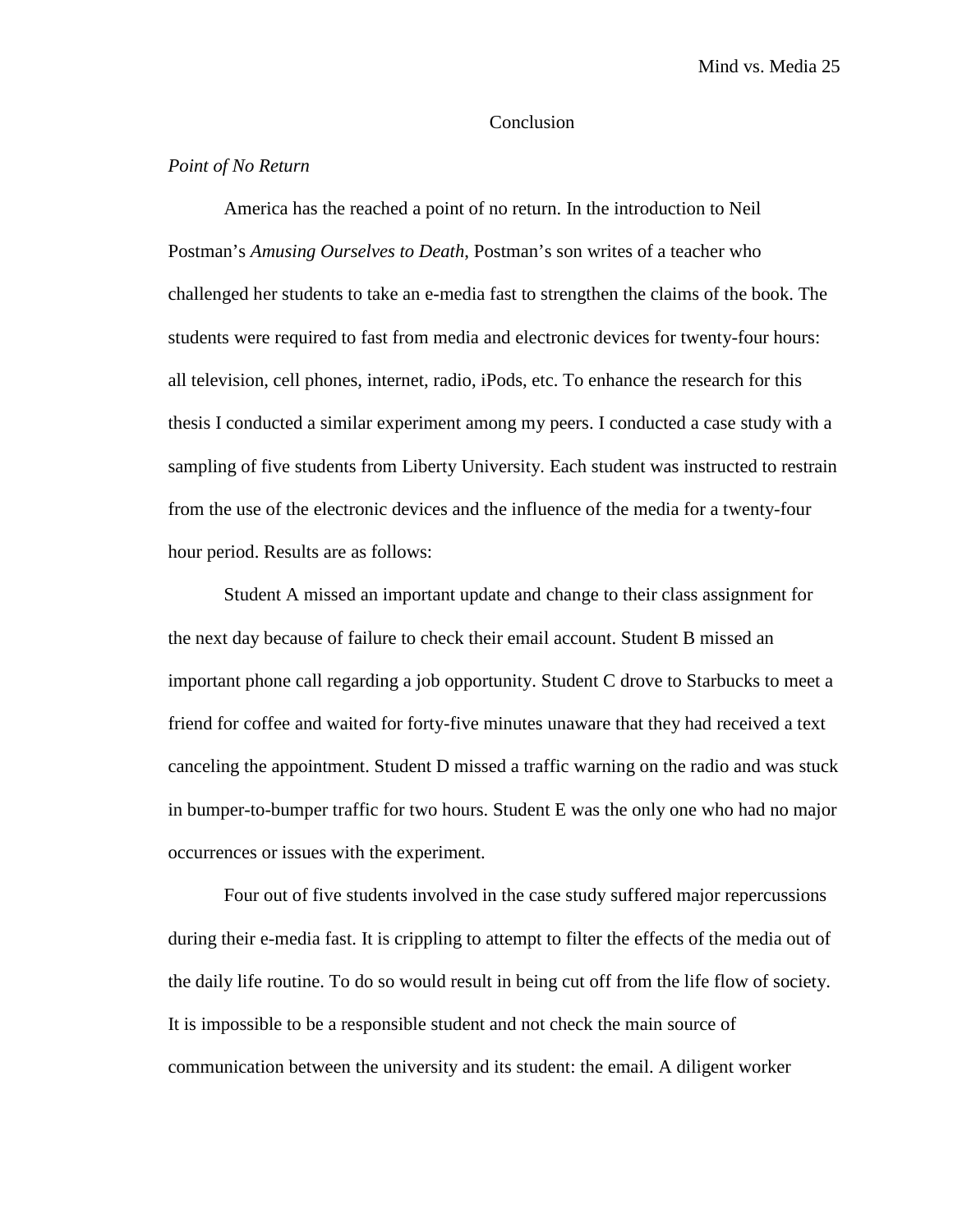## Conclusion

### *Point of No Return*

America has the reached a point of no return. In the introduction to Neil Postman's *Amusing Ourselves to Death*, Postman's son writes of a teacher who challenged her students to take an e-media fast to strengthen the claims of the book. The students were required to fast from media and electronic devices for twenty-four hours: all television, cell phones, internet, radio, iPods, etc. To enhance the research for this thesis I conducted a similar experiment among my peers. I conducted a case study with a sampling of five students from Liberty University. Each student was instructed to restrain from the use of the electronic devices and the influence of the media for a twenty-four hour period. Results are as follows:

Student A missed an important update and change to their class assignment for the next day because of failure to check their email account. Student B missed an important phone call regarding a job opportunity. Student C drove to Starbucks to meet a friend for coffee and waited for forty-five minutes unaware that they had received a text canceling the appointment. Student D missed a traffic warning on the radio and was stuck in bumper-to-bumper traffic for two hours. Student E was the only one who had no major occurrences or issues with the experiment.

Four out of five students involved in the case study suffered major repercussions during their e-media fast. It is crippling to attempt to filter the effects of the media out of the daily life routine. To do so would result in being cut off from the life flow of society. It is impossible to be a responsible student and not check the main source of communication between the university and its student: the email. A diligent worker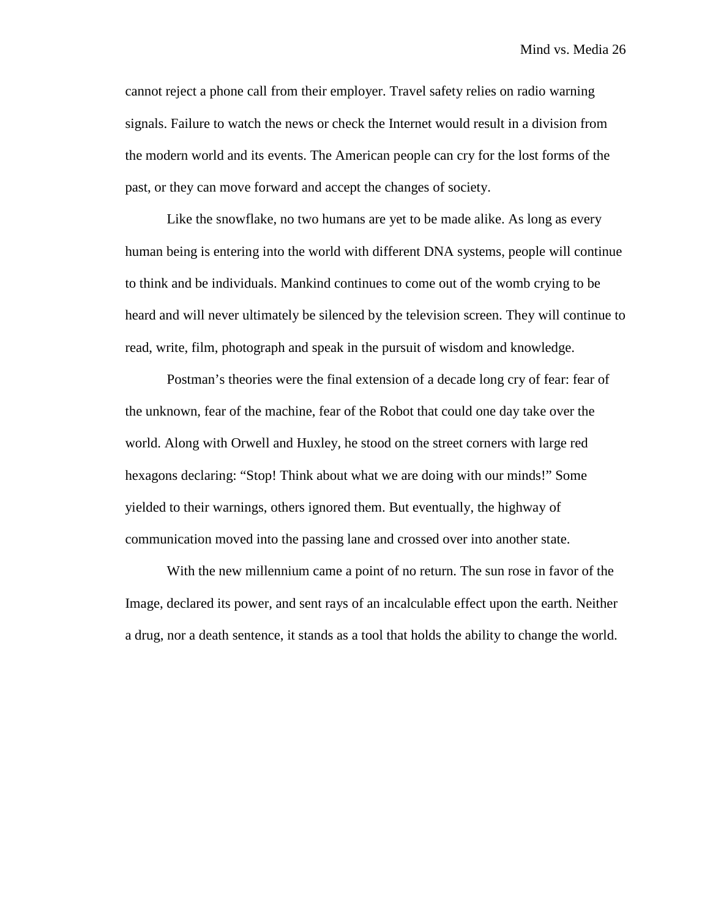cannot reject a phone call from their employer. Travel safety relies on radio warning signals. Failure to watch the news or check the Internet would result in a division from the modern world and its events. The American people can cry for the lost forms of the past, or they can move forward and accept the changes of society.

Like the snowflake, no two humans are yet to be made alike. As long as every human being is entering into the world with different DNA systems, people will continue to think and be individuals. Mankind continues to come out of the womb crying to be heard and will never ultimately be silenced by the television screen. They will continue to read, write, film, photograph and speak in the pursuit of wisdom and knowledge.

Postman's theories were the final extension of a decade long cry of fear: fear of the unknown, fear of the machine, fear of the Robot that could one day take over the world. Along with Orwell and Huxley, he stood on the street corners with large red hexagons declaring: "Stop! Think about what we are doing with our minds!" Some yielded to their warnings, others ignored them. But eventually, the highway of communication moved into the passing lane and crossed over into another state.

With the new millennium came a point of no return. The sun rose in favor of the Image, declared its power, and sent rays of an incalculable effect upon the earth. Neither a drug, nor a death sentence, it stands as a tool that holds the ability to change the world.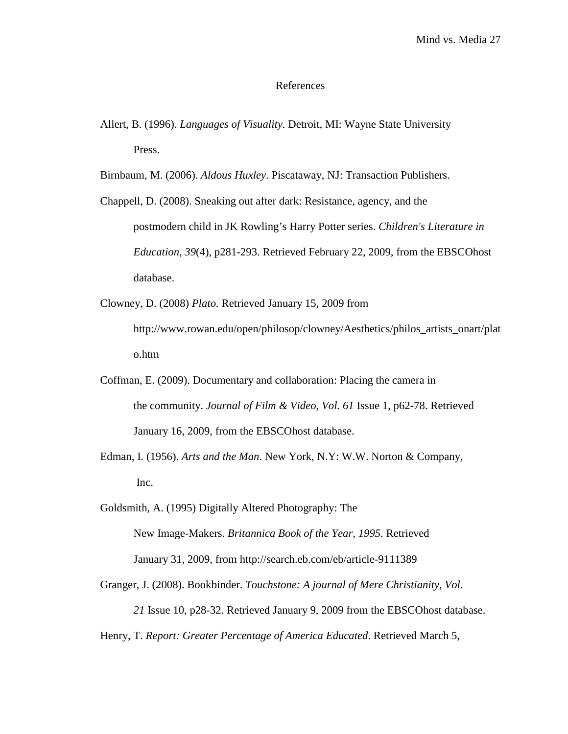# References

Allert, B. (1996). *Languages of Visuality.* Detroit, MI: Wayne State University Press.

Birnbaum, M. (2006). *Aldous Huxley*. Piscataway, NJ: Transaction Publishers.

Chappell, D. (2008). Sneaking out after dark: Resistance, agency, and the postmodern child in JK Rowling's Harry Potter series. *Children's Literature in Education*, *39*(4), p281-293. Retrieved February 22, 2009, from the EBSCOhost database.

Clowney, D. (2008) *Plato.* Retrieved January 15, 2009 from http://www.rowan.edu/open/philosop/clowney/Aesthetics/philos_artists_onart/plato.htm

Coffman, E. (2009). Documentary and collaboration: Placing the camera in the community. *Journal of Film & Video*, *Vol. 61* Issue 1, p62-78. Retrieved January 16, 2009, from the EBSCOhost database.

Edman, I. (1956). *Arts and the Man*. New York, N.Y: W.W. Norton & Company, Inc.

Goldsmith, A. (1995) Digitally Altered Photography: The New Image-Makers. *Britannica Book of the Year, 1995*. Retrieved January 31, 2009, from http://search.eb.com/eb/article-9111389

Granger, J. (2008). Bookbinder. *Touchstone: A journal of Mere Christianity*, *Vol. 21* Issue 10, p28-32. Retrieved January 9, 2009 from the EBSCOhost database.

Henry, T. *Report: Greater Percentage of America Educated*. Retrieved March 5,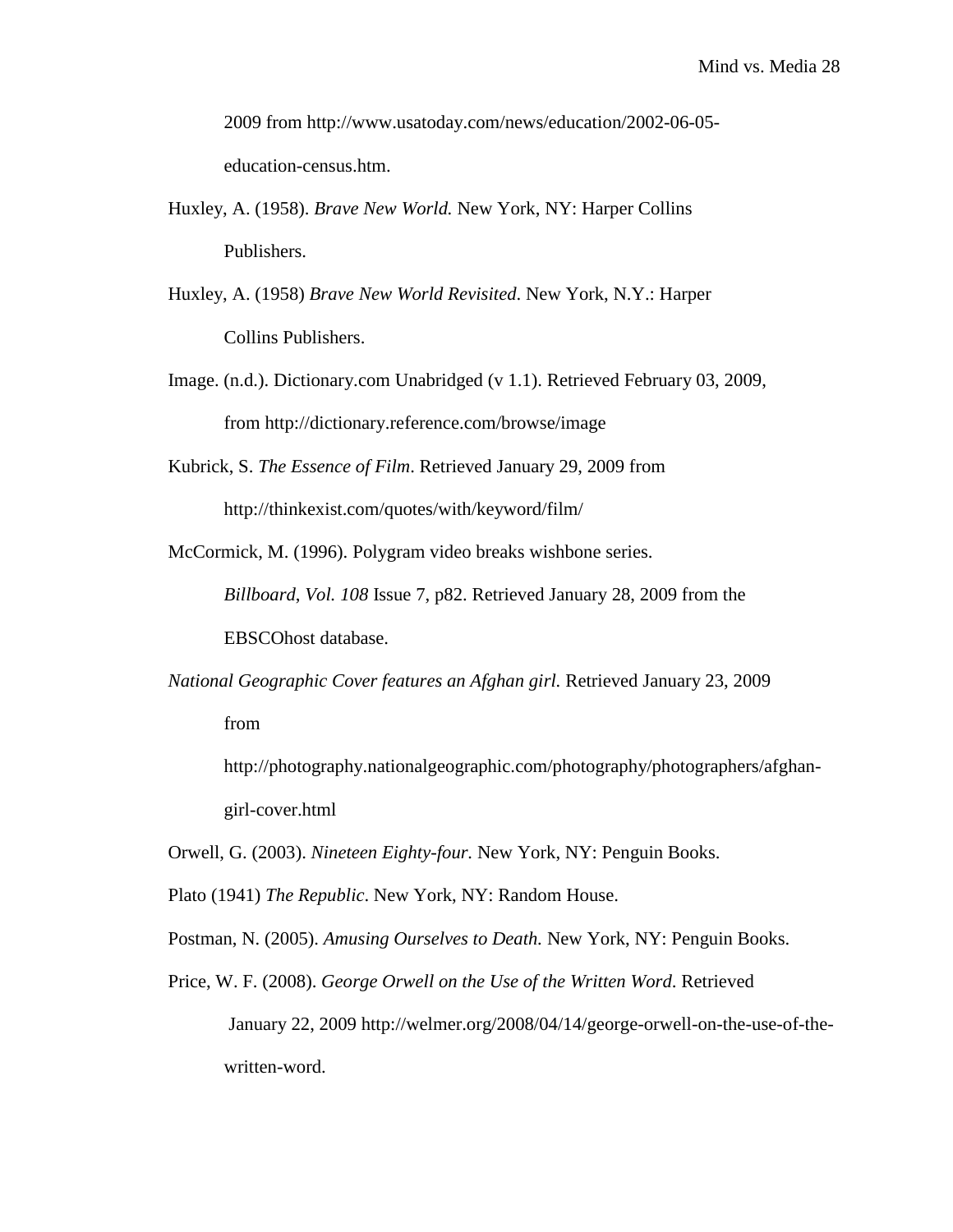2009 from http://www.usatoday.com/news/education/2002-06-05-education-census.htm.

Huxley, A. (1958). *Brave New World.* New York, NY: Harper Collins Publishers.

Huxley, A. (1958) *Brave New World Revisited.* New York, N.Y.: Harper Collins Publishers.

Image. (n.d.). Dictionary.com Unabridged (v 1.1). Retrieved February 03, 2009, from http://dictionary.reference.com/browse/image

Kubrick, S. *The Essence of Film*. Retrieved January 29, 2009 from http://thinkexist.com/quotes/with/keyword/film/

McCormick, M. (1996). Polygram video breaks wishbone series. *Billboard, Vol. 108* Issue 7, p82. Retrieved January 28, 2009 from the EBSCOhost database.

*National Geographic Cover features an Afghan girl.* Retrieved January 23, 2009 from http://photography.nationalgeographic.com/photography/photographers/afghan-girl-cover.html

Orwell, G. (2003). *Nineteen Eighty-four.* New York, NY: Penguin Books.

Plato (1941) *The Republic*. New York, NY: Random House.

Postman, N. (2005). *Amusing Ourselves to Death.* New York, NY: Penguin Books.

Price, W. F. (2008). *George Orwell on the Use of the Written Word*. Retrieved January 22, 2009 http://welmer.org/2008/04/14/george-orwell-on-the-use-of-the-written-word.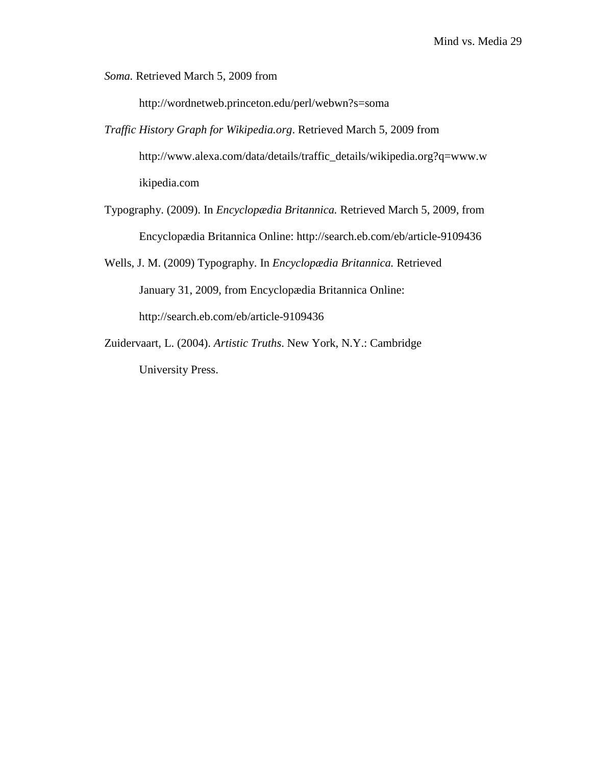*Soma.* Retrieved March 5, 2009 from http://wordnetweb.princeton.edu/perl/webwn?s=soma

*Traffic History Graph for Wikipedia.org*. Retrieved March 5, 2009 from http://www.alexa.com/data/details/traffic_details/wikipedia.org?q=www.wikipedia.com

Typography. (2009). In *Encyclopædia Britannica.* Retrieved March 5, 2009, from Encyclopædia Britannica Online: http://search.eb.com/eb/article-9109436

Wells, J. M. (2009) Typography. In *Encyclopædia Britannica.* Retrieved January 31, 2009, from Encyclopædia Britannica Online: http://search.eb.com/eb/article-9109436

Zuidervaart, L. (2004). *Artistic Truths*. New York, N.Y.: Cambridge University Press.